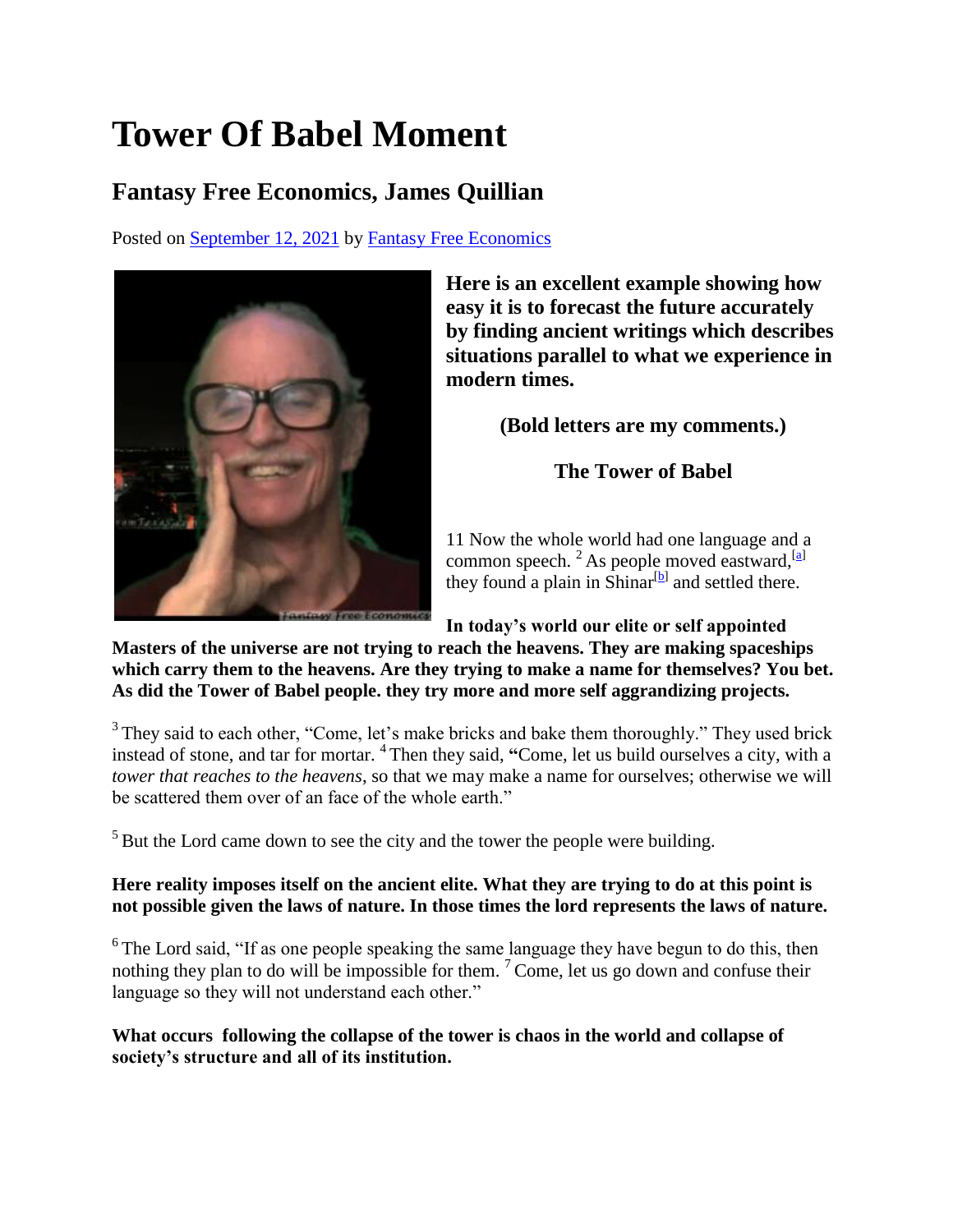# Tower Of Babel Moment

## Fantasy Free Economics, James Quillian

Posted on September 12, 2021 by Fantasy Free Economics

**Here is an excellent example showing how easy it is to forecast the future accurately by finding ancient writings which describes situations parallel to what we experience in modern times.**

**(Bold letters are my comments.)**

**The Tower of Babel**

11 Now the whole world had one language and a common speech. [2] As people moved eastward,[a] they found a plain in Shinar[b] and settled there.

**In today's world our elite or self appointed Masters of the universe are not trying to reach the heavens. They are making spaceships which carry them to the heavens. Are they trying to make a name for themselves? You bet. As did the Tower of Babel people. they try more and more self aggrandizing projects.**

[3] They said to each other, "Come, let's make bricks and bake them thoroughly." They used brick instead of stone, and tar for mortar. [4] Then they said, **"**Come, let us build ourselves a city, with a *tower that reaches to the heavens,* so that we may make a name for ourselves; otherwise we will be scattered them over of an face of the whole earth."

[5] But the Lord came down to see the city and the tower the people were building.

**Here reality imposes itself on the ancient elite. What they are trying to do at this point is not possible given the laws of nature. In those times the lord represents the laws of nature.**

[6] The Lord said, "If as one people speaking the same language they have begun to do this, then nothing they plan to do will be impossible for them. [7] Come, let us go down and confuse their language so they will not understand each other."

**What occurs following the collapse of the tower is chaos in the world and collapse of society's structure and all of its institution.**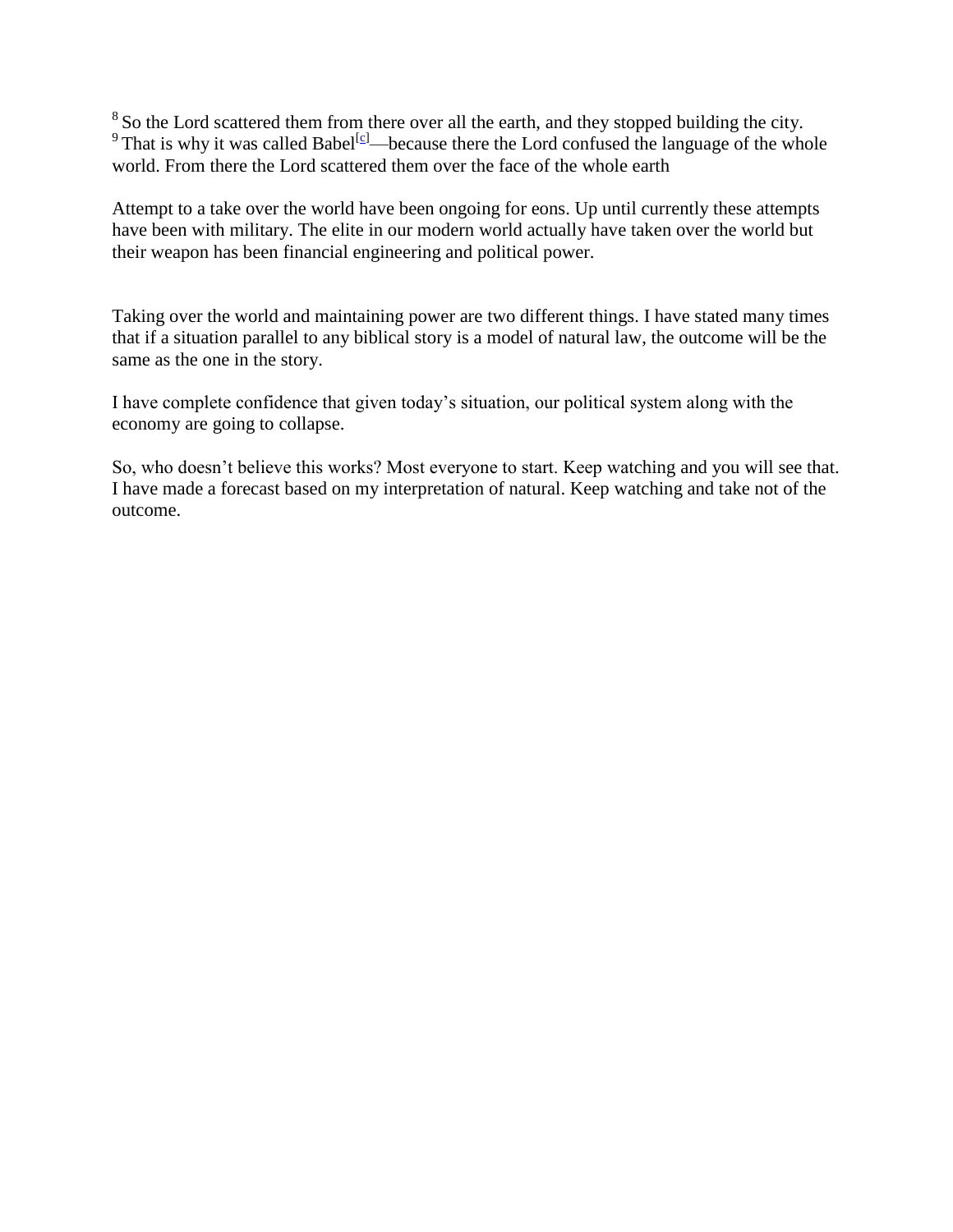[8] So the Lord scattered them from there over all the earth, and they stopped building the city. [9] That is why it was called Babel[c]—because there the Lord confused the language of the whole world. From there the Lord scattered them over the face of the whole earth

Attempt to a take over the world have been ongoing for eons. Up until currently these attempts have been with military. The elite in our modern world actually have taken over the world but their weapon has been financial engineering and political power.

Taking over the world and maintaining power are two different things. I have stated many times that if a situation parallel to any biblical story is a model of natural law, the outcome will be the same as the one in the story.

I have complete confidence that given today's situation, our political system along with the economy are going to collapse.

So, who doesn't believe this works? Most everyone to start. Keep watching and you will see that. I have made a forecast based on my interpretation of natural. Keep watching and take not of the outcome.